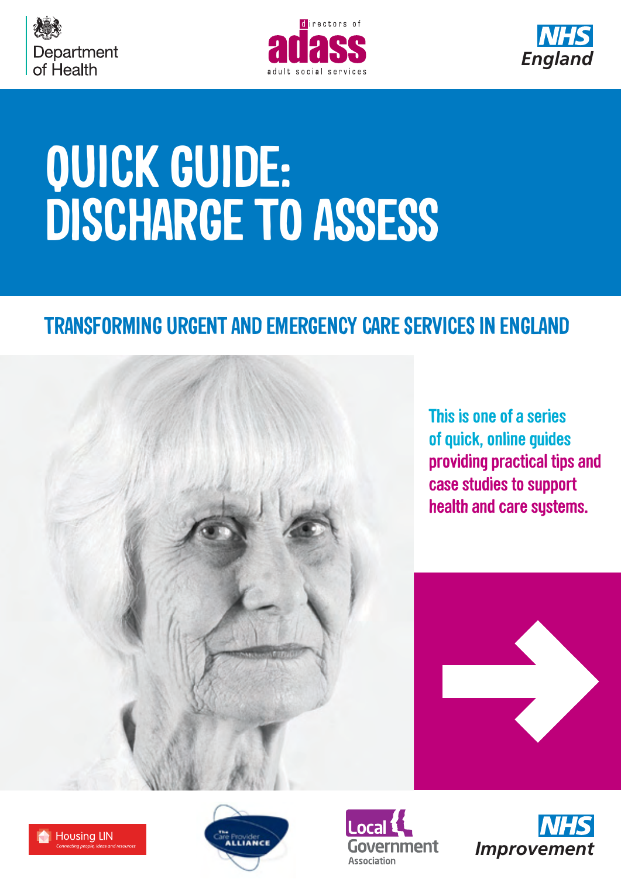Department of Health

directors of adass adult social services

NHS England

# QUICK GUIDE: DISCHARGE TO ASSESS

## TRANSFORMING URGENT AND EMERGENCY CARE SERVICES IN ENGLAND

This is one of a series of quick, online guides providing practical tips and case studies to support health and care systems.

Housing LIN
Connecting people, ideas and resources

The Care Provider Alliance

Local Government Association

NHS Improvement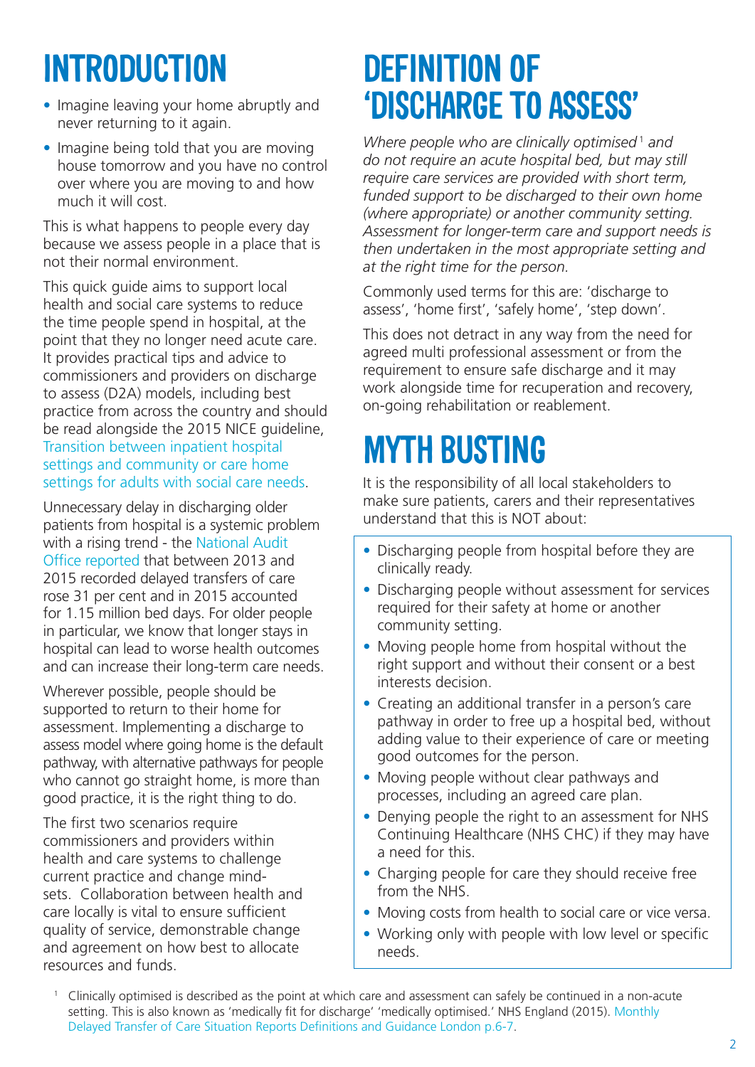# INTRODUCTION

- Imagine leaving your home abruptly and never returning to it again.
- Imagine being told that you are moving house tomorrow and you have no control over where you are moving to and how much it will cost.

This is what happens to people every day because we assess people in a place that is not their normal environment.

This quick guide aims to support local health and social care systems to reduce the time people spend in hospital, at the point that they no longer need acute care. It provides practical tips and advice to commissioners and providers on discharge to assess (D2A) models, including best practice from across the country and should be read alongside the 2015 NICE guideline, Transition between inpatient hospital settings and community or care home settings for adults with social care needs.

Unnecessary delay in discharging older patients from hospital is a systemic problem with a rising trend - the National Audit Office reported that between 2013 and 2015 recorded delayed transfers of care rose 31 per cent and in 2015 accounted for 1.15 million bed days. For older people in particular, we know that longer stays in hospital can lead to worse health outcomes and can increase their long-term care needs.

Wherever possible, people should be supported to return to their home for assessment. Implementing a discharge to assess model where going home is the default pathway, with alternative pathways for people who cannot go straight home, is more than good practice, it is the right thing to do.

The first two scenarios require commissioners and providers within health and care systems to challenge current practice and change mind-sets. Collaboration between health and care locally is vital to ensure sufficient quality of service, demonstrable change and agreement on how best to allocate resources and funds.

# DEFINITION OF 'DISCHARGE TO ASSESS'

*Where people who are clinically optimised[1] and do not require an acute hospital bed, but may still require care services are provided with short term, funded support to be discharged to their own home (where appropriate) or another community setting. Assessment for longer-term care and support needs is then undertaken in the most appropriate setting and at the right time for the person.*

Commonly used terms for this are: 'discharge to assess', 'home first', 'safely home', 'step down'.

This does not detract in any way from the need for agreed multi professional assessment or from the requirement to ensure safe discharge and it may work alongside time for recuperation and recovery, on-going rehabilitation or reablement.

# MYTH BUSTING

It is the responsibility of all local stakeholders to make sure patients, carers and their representatives understand that this is NOT about:

- Discharging people from hospital before they are clinically ready.
- Discharging people without assessment for services required for their safety at home or another community setting.
- Moving people home from hospital without the right support and without their consent or a best interests decision.
- Creating an additional transfer in a person's care pathway in order to free up a hospital bed, without adding value to their experience of care or meeting good outcomes for the person.
- Moving people without clear pathways and processes, including an agreed care plan.
- Denying people the right to an assessment for NHS Continuing Healthcare (NHS CHC) if they may have a need for this.
- Charging people for care they should receive free from the NHS.
- Moving costs from health to social care or vice versa.
- Working only with people with low level or specific needs.

[1] Clinically optimised is described as the point at which care and assessment can safely be continued in a non-acute setting. This is also known as 'medically fit for discharge' 'medically optimised.' NHS England (2015). Monthly Delayed Transfer of Care Situation Reports Definitions and Guidance London p.6-7.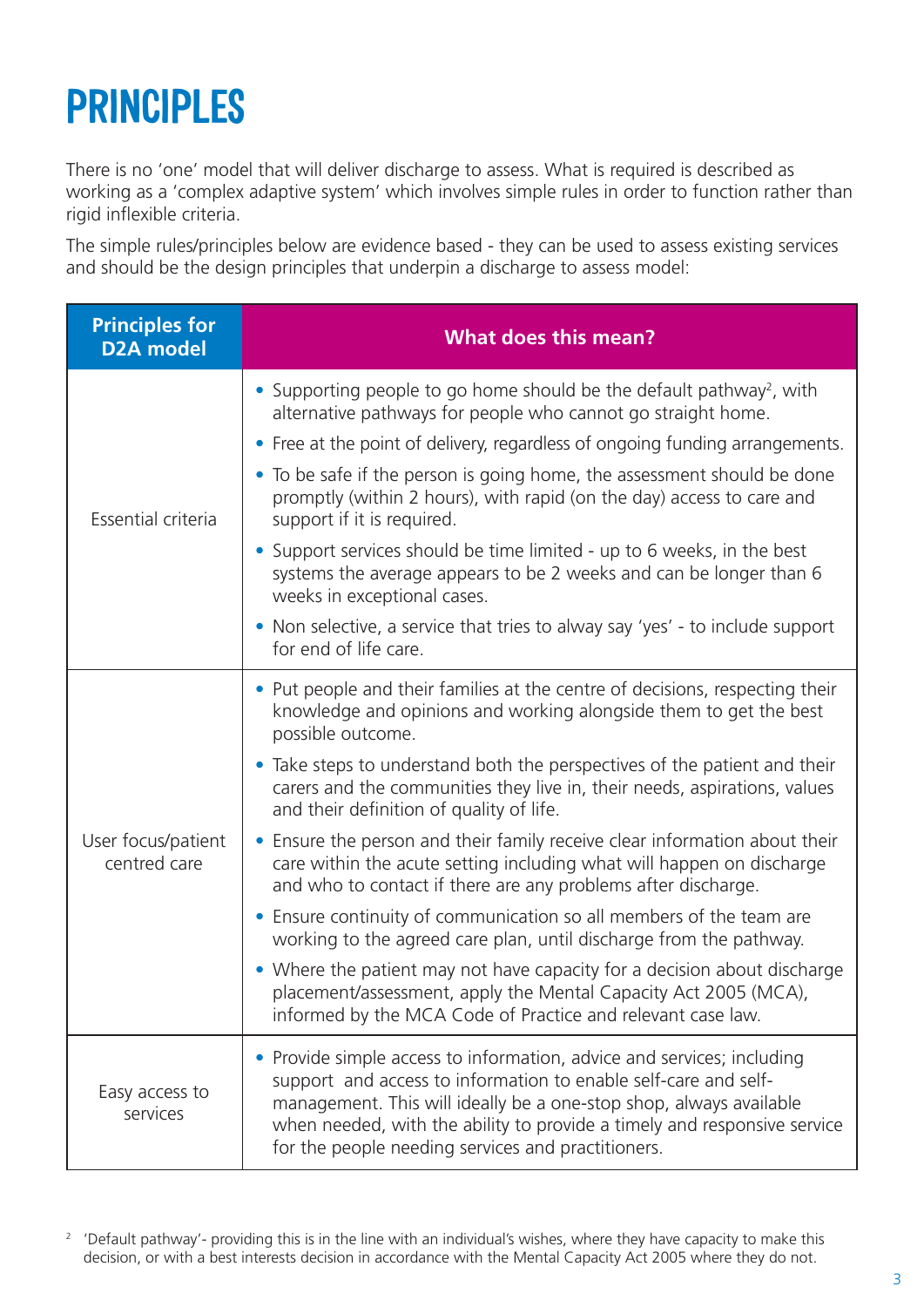# PRINCIPLES

There is no 'one' model that will deliver discharge to assess. What is required is described as working as a 'complex adaptive system' which involves simple rules in order to function rather than rigid inflexible criteria.

The simple rules/principles below are evidence based - they can be used to assess existing services and should be the design principles that underpin a discharge to assess model:

| Principles for D2A model | What does this mean? |
|---|---|
| Essential criteria | • Supporting people to go home should be the default pathway[2], with alternative pathways for people who cannot go straight home.<br>• Free at the point of delivery, regardless of ongoing funding arrangements.<br>• To be safe if the person is going home, the assessment should be done promptly (within 2 hours), with rapid (on the day) access to care and support if it is required.<br>• Support services should be time limited - up to 6 weeks, in the best systems the average appears to be 2 weeks and can be longer than 6 weeks in exceptional cases.<br>• Non selective, a service that tries to alway say 'yes' - to include support for end of life care. |
| User focus/patient centred care | • Put people and their families at the centre of decisions, respecting their knowledge and opinions and working alongside them to get the best possible outcome.<br>• Take steps to understand both the perspectives of the patient and their carers and the communities they live in, their needs, aspirations, values and their definition of quality of life.<br>• Ensure the person and their family receive clear information about their care within the acute setting including what will happen on discharge and who to contact if there are any problems after discharge.<br>• Ensure continuity of communication so all members of the team are working to the agreed care plan, until discharge from the pathway.<br>• Where the patient may not have capacity for a decision about discharge placement/assessment, apply the Mental Capacity Act 2005 (MCA), informed by the MCA Code of Practice and relevant case law. |
| Easy access to services | • Provide simple access to information, advice and services; including support and access to information to enable self-care and self-management. This will ideally be a one-stop shop, always available when needed, with the ability to provide a timely and responsive service for the people needing services and practitioners. |

[2] 'Default pathway'- providing this is in the line with an individual's wishes, where they have capacity to make this decision, or with a best interests decision in accordance with the Mental Capacity Act 2005 where they do not.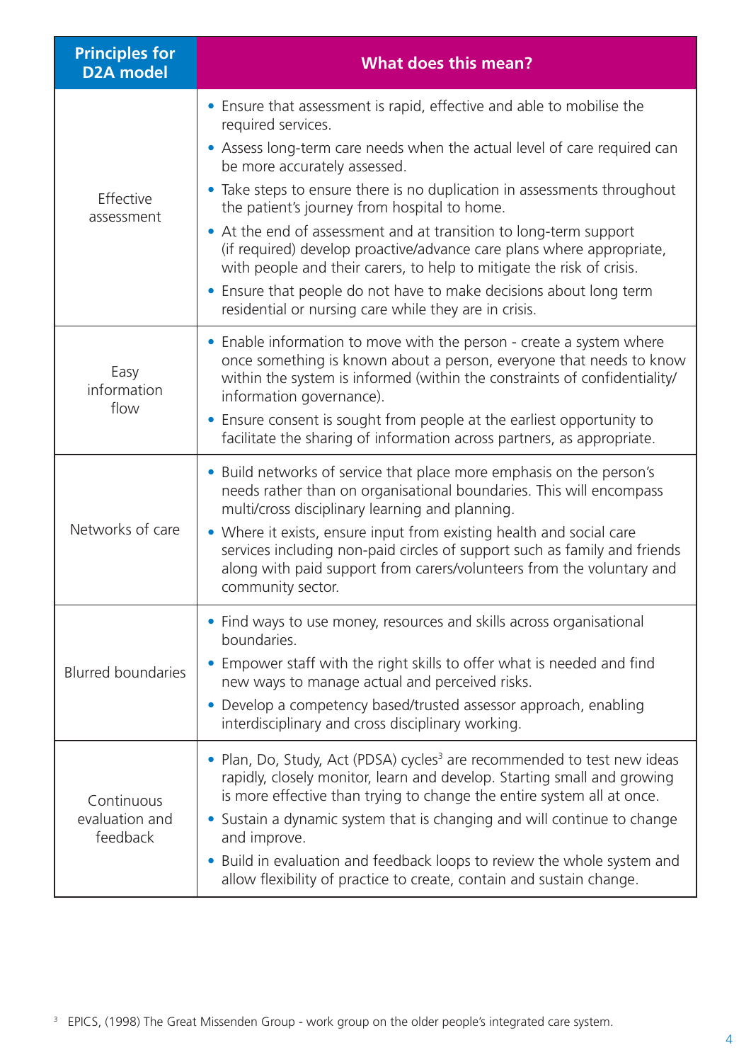| Principles for D2A model | What does this mean? |
|---|---|
| Effective assessment | • Ensure that assessment is rapid, effective and able to mobilise the required services.<br>• Assess long-term care needs when the actual level of care required can be more accurately assessed.<br>• Take steps to ensure there is no duplication in assessments throughout the patient's journey from hospital to home.<br>• At the end of assessment and at transition to long-term support (if required) develop proactive/advance care plans where appropriate, with people and their carers, to help to mitigate the risk of crisis.<br>• Ensure that people do not have to make decisions about long term residential or nursing care while they are in crisis. |
| Easy information flow | • Enable information to move with the person - create a system where once something is known about a person, everyone that needs to know within the system is informed (within the constraints of confidentiality/ information governance).<br>• Ensure consent is sought from people at the earliest opportunity to facilitate the sharing of information across partners, as appropriate. |
| Networks of care | • Build networks of service that place more emphasis on the person's needs rather than on organisational boundaries. This will encompass multi/cross disciplinary learning and planning.<br>• Where it exists, ensure input from existing health and social care services including non-paid circles of support such as family and friends along with paid support from carers/volunteers from the voluntary and community sector. |
| Blurred boundaries | • Find ways to use money, resources and skills across organisational boundaries.<br>• Empower staff with the right skills to offer what is needed and find new ways to manage actual and perceived risks.<br>• Develop a competency based/trusted assessor approach, enabling interdisciplinary and cross disciplinary working. |
| Continuous evaluation and feedback | • Plan, Do, Study, Act (PDSA) cycles[3] are recommended to test new ideas rapidly, closely monitor, learn and develop. Starting small and growing is more effective than trying to change the entire system all at once.<br>• Sustain a dynamic system that is changing and will continue to change and improve.<br>• Build in evaluation and feedback loops to review the whole system and allow flexibility of practice to create, contain and sustain change. |

[3] EPICS, (1998) The Great Missenden Group - work group on the older people's integrated care system.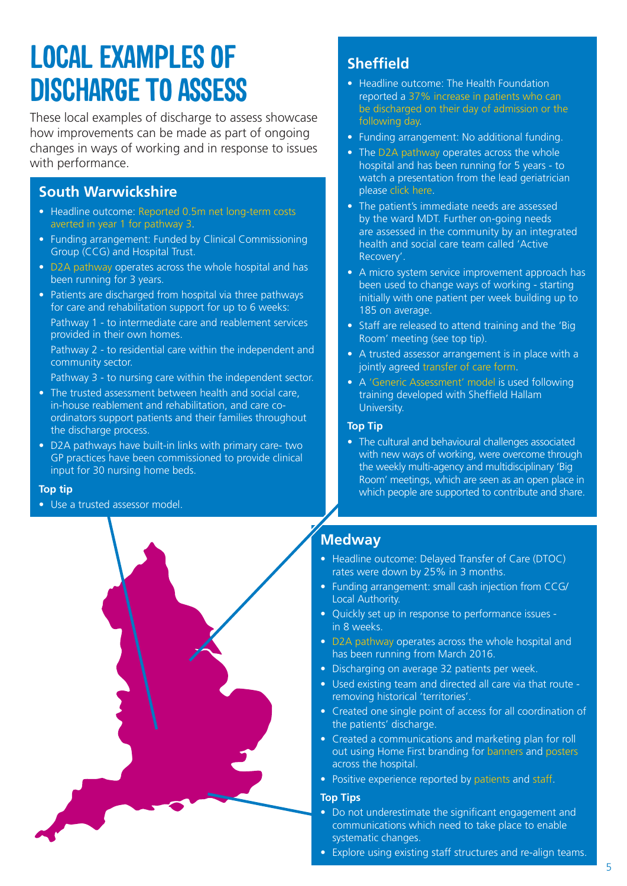# LOCAL EXAMPLES OF DISCHARGE TO ASSESS

These local examples of discharge to assess showcase how improvements can be made as part of ongoing changes in ways of working and in response to issues with performance.

## South Warwickshire

- Headline outcome: Reported 0.5m net long-term costs averted in year 1 for pathway 3.
- Funding arrangement: Funded by Clinical Commissioning Group (CCG) and Hospital Trust.
- D2A pathway operates across the whole hospital and has been running for 3 years.
- Patients are discharged from hospital via three pathways for care and rehabilitation support for up to 6 weeks:

  Pathway 1 - to intermediate care and reablement services provided in their own homes.

  Pathway 2 - to residential care within the independent and community sector.

  Pathway 3 - to nursing care within the independent sector.
- The trusted assessment between health and social care, in-house reablement and rehabilitation, and care co-ordinators support patients and their families throughout the discharge process.
- D2A pathways have built-in links with primary care- two GP practices have been commissioned to provide clinical input for 30 nursing home beds.

**Top tip**

- Use a trusted assessor model.

## Sheffield

- Headline outcome: The Health Foundation reported a 37% increase in patients who can be discharged on their day of admission or the following day.
- Funding arrangement: No additional funding.
- The D2A pathway operates across the whole hospital and has been running for 5 years - to watch a presentation from the lead geriatrician please click here.
- The patient's immediate needs are assessed by the ward MDT. Further on-going needs are assessed in the community by an integrated health and social care team called 'Active Recovery'.
- A micro system service improvement approach has been used to change ways of working - starting initially with one patient per week building up to 185 on average.
- Staff are released to attend training and the 'Big Room' meeting (see top tip).
- A trusted assessor arrangement is in place with a jointly agreed transfer of care form.
- A 'Generic Assessment' model is used following training developed with Sheffield Hallam University.

**Top Tip**

- The cultural and behavioural challenges associated with new ways of working, were overcome through the weekly multi-agency and multidisciplinary 'Big Room' meetings, which are seen as an open place in which people are supported to contribute and share.

## Medway

- Headline outcome: Delayed Transfer of Care (DTOC) rates were down by 25% in 3 months.
- Funding arrangement: small cash injection from CCG/ Local Authority.
- Quickly set up in response to performance issues - in 8 weeks.
- D2A pathway operates across the whole hospital and has been running from March 2016.
- Discharging on average 32 patients per week.
- Used existing team and directed all care via that route - removing historical 'territories'.
- Created one single point of access for all coordination of the patients' discharge.
- Created a communications and marketing plan for roll out using Home First branding for banners and posters across the hospital.
- Positive experience reported by patients and staff.

**Top Tips**

- Do not underestimate the significant engagement and communications which need to take place to enable systematic changes.
- Explore using existing staff structures and re-align teams.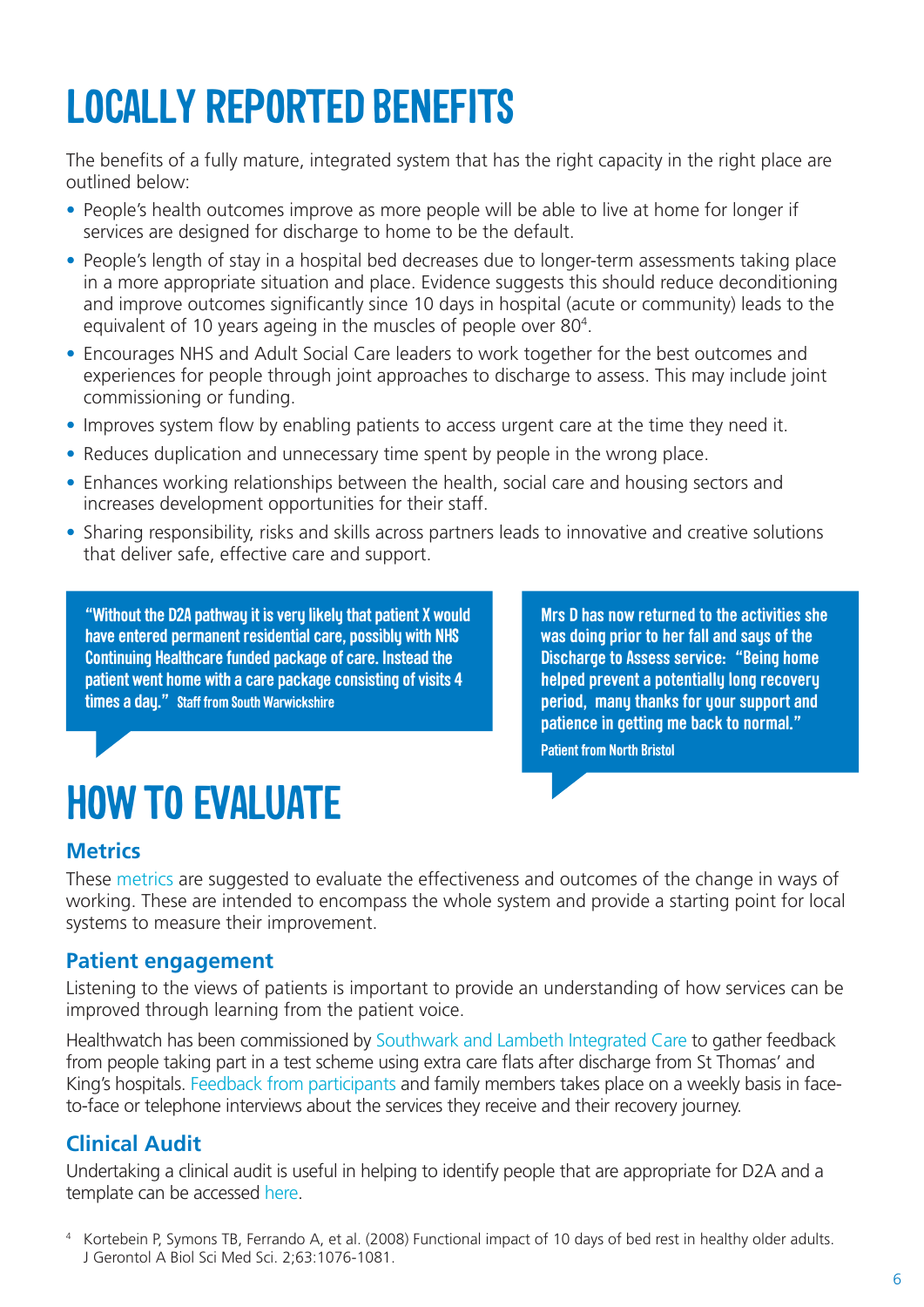# LOCALLY REPORTED BENEFITS

The benefits of a fully mature, integrated system that has the right capacity in the right place are outlined below:

- People's health outcomes improve as more people will be able to live at home for longer if services are designed for discharge to home to be the default.
- People's length of stay in a hospital bed decreases due to longer-term assessments taking place in a more appropriate situation and place. Evidence suggests this should reduce deconditioning and improve outcomes significantly since 10 days in hospital (acute or community) leads to the equivalent of 10 years ageing in the muscles of people over 80[4].
- Encourages NHS and Adult Social Care leaders to work together for the best outcomes and experiences for people through joint approaches to discharge to assess. This may include joint commissioning or funding.
- Improves system flow by enabling patients to access urgent care at the time they need it.
- Reduces duplication and unnecessary time spent by people in the wrong place.
- Enhances working relationships between the health, social care and housing sectors and increases development opportunities for their staff.
- Sharing responsibility, risks and skills across partners leads to innovative and creative solutions that deliver safe, effective care and support.

> **"Without the D2A pathway it is very likely that patient X would have entered permanent residential care, possibly with NHS Continuing Healthcare funded package of care. Instead the patient went home with a care package consisting of visits 4 times a day."** Staff from South Warwickshire

> **Mrs D has now returned to the activities she was doing prior to her fall and says of the Discharge to Assess service: "Being home helped prevent a potentially long recovery period, many thanks for your support and patience in getting me back to normal."**
> Patient from North Bristol

# HOW TO EVALUATE

## Metrics

These metrics are suggested to evaluate the effectiveness and outcomes of the change in ways of working. These are intended to encompass the whole system and provide a starting point for local systems to measure their improvement.

## Patient engagement

Listening to the views of patients is important to provide an understanding of how services can be improved through learning from the patient voice.

Healthwatch has been commissioned by Southwark and Lambeth Integrated Care to gather feedback from people taking part in a test scheme using extra care flats after discharge from St Thomas' and King's hospitals. Feedback from participants and family members takes place on a weekly basis in face-to-face or telephone interviews about the services they receive and their recovery journey.

## Clinical Audit

Undertaking a clinical audit is useful in helping to identify people that are appropriate for D2A and a template can be accessed here.

[4] Kortebein P, Symons TB, Ferrando A, et al. (2008) Functional impact of 10 days of bed rest in healthy older adults. J Gerontol A Biol Sci Med Sci. 2;63:1076-1081.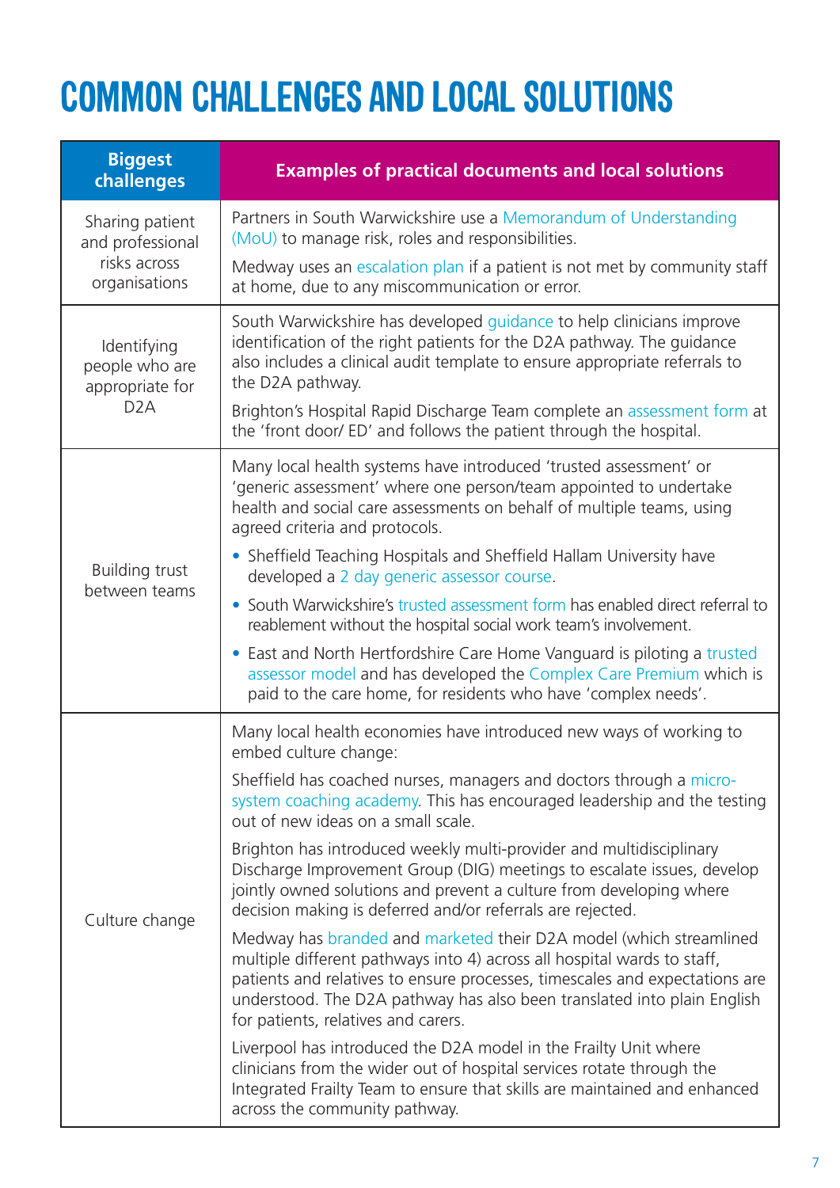# COMMON CHALLENGES AND LOCAL SOLUTIONS

| Biggest challenges | Examples of practical documents and local solutions |
|---|---|
| Sharing patient and professional risks across organisations | Partners in South Warwickshire use a Memorandum of Understanding (MoU) to manage risk, roles and responsibilities.<br><br>Medway uses an escalation plan if a patient is not met by community staff at home, due to any miscommunication or error. |
| Identifying people who are appropriate for D2A | South Warwickshire has developed guidance to help clinicians improve identification of the right patients for the D2A pathway. The guidance also includes a clinical audit template to ensure appropriate referrals to the D2A pathway.<br><br>Brighton's Hospital Rapid Discharge Team complete an assessment form at the 'front door/ ED' and follows the patient through the hospital. |
| Building trust between teams | Many local health systems have introduced 'trusted assessment' or 'generic assessment' where one person/team appointed to undertake health and social care assessments on behalf of multiple teams, using agreed criteria and protocols.<br><br>• Sheffield Teaching Hospitals and Sheffield Hallam University have developed a 2 day generic assessor course.<br>• South Warwickshire's trusted assessment form has enabled direct referral to reablement without the hospital social work team's involvement.<br>• East and North Hertfordshire Care Home Vanguard is piloting a trusted assessor model and has developed the Complex Care Premium which is paid to the care home, for residents who have 'complex needs'. |
| Culture change | Many local health economies have introduced new ways of working to embed culture change:<br><br>Sheffield has coached nurses, managers and doctors through a micro-system coaching academy. This has encouraged leadership and the testing out of new ideas on a small scale.<br><br>Brighton has introduced weekly multi-provider and multidisciplinary Discharge Improvement Group (DIG) meetings to escalate issues, develop jointly owned solutions and prevent a culture from developing where decision making is deferred and/or referrals are rejected.<br><br>Medway has branded and marketed their D2A model (which streamlined multiple different pathways into 4) across all hospital wards to staff, patients and relatives to ensure processes, timescales and expectations are understood. The D2A pathway has also been translated into plain English for patients, relatives and carers.<br><br>Liverpool has introduced the D2A model in the Frailty Unit where clinicians from the wider out of hospital services rotate through the Integrated Frailty Team to ensure that skills are maintained and enhanced across the community pathway. |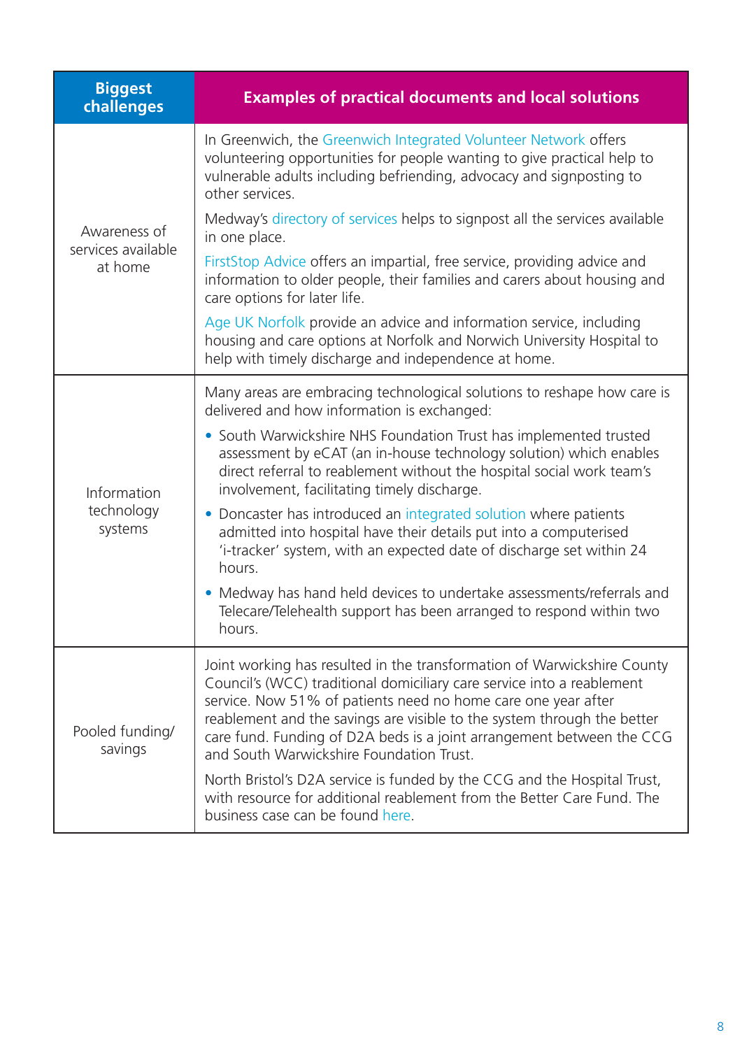| Biggest challenges | Examples of practical documents and local solutions |
|---|---|
| Awareness of services available at home | In Greenwich, the Greenwich Integrated Volunteer Network offers volunteering opportunities for people wanting to give practical help to vulnerable adults including befriending, advocacy and signposting to other services.<br><br>Medway's directory of services helps to signpost all the services available in one place.<br><br>FirstStop Advice offers an impartial, free service, providing advice and information to older people, their families and carers about housing and care options for later life.<br><br>Age UK Norfolk provide an advice and information service, including housing and care options at Norfolk and Norwich University Hospital to help with timely discharge and independence at home. |
| Information technology systems | Many areas are embracing technological solutions to reshape how care is delivered and how information is exchanged:<br><br>• South Warwickshire NHS Foundation Trust has implemented trusted assessment by eCAT (an in-house technology solution) which enables direct referral to reablement without the hospital social work team's involvement, facilitating timely discharge.<br><br>• Doncaster has introduced an integrated solution where patients admitted into hospital have their details put into a computerised 'i-tracker' system, with an expected date of discharge set within 24 hours.<br><br>• Medway has hand held devices to undertake assessments/referrals and Telecare/Telehealth support has been arranged to respond within two hours. |
| Pooled funding/ savings | Joint working has resulted in the transformation of Warwickshire County Council's (WCC) traditional domiciliary care service into a reablement service. Now 51% of patients need no home care one year after reablement and the savings are visible to the system through the better care fund. Funding of D2A beds is a joint arrangement between the CCG and South Warwickshire Foundation Trust.<br><br>North Bristol's D2A service is funded by the CCG and the Hospital Trust, with resource for additional reablement from the Better Care Fund. The business case can be found here. |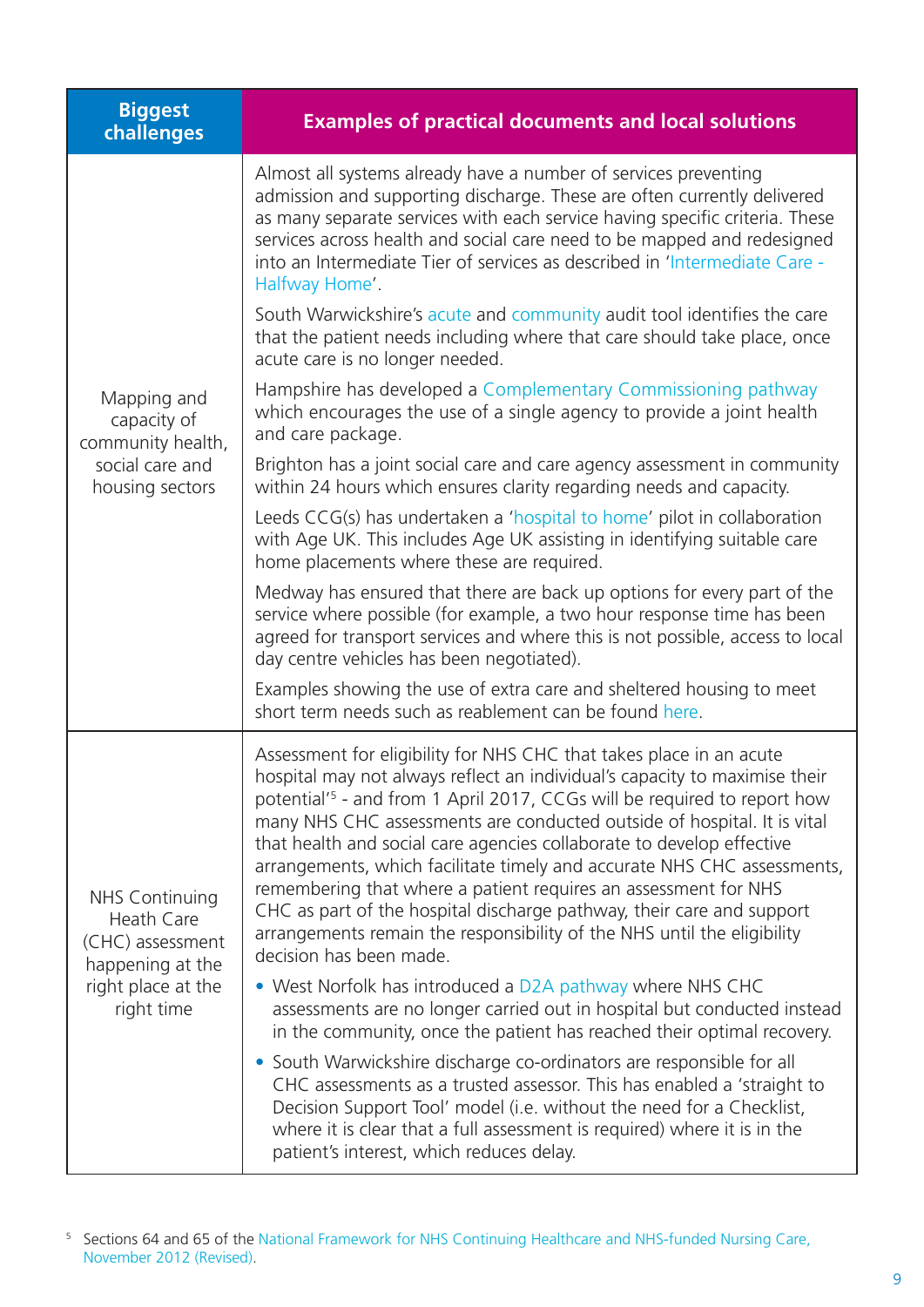| Biggest challenges | Examples of practical documents and local solutions |
|---|---|
| Mapping and capacity of community health, social care and housing sectors | Almost all systems already have a number of services preventing admission and supporting discharge. These are often currently delivered as many separate services with each service having specific criteria. These services across health and social care need to be mapped and redesigned into an Intermediate Tier of services as described in 'Intermediate Care - Halfway Home'.<br><br>South Warwickshire's acute and community audit tool identifies the care that the patient needs including where that care should take place, once acute care is no longer needed.<br><br>Hampshire has developed a Complementary Commissioning pathway which encourages the use of a single agency to provide a joint health and care package.<br><br>Brighton has a joint social care and care agency assessment in community within 24 hours which ensures clarity regarding needs and capacity.<br><br>Leeds CCG(s) has undertaken a 'hospital to home' pilot in collaboration with Age UK. This includes Age UK assisting in identifying suitable care home placements where these are required.<br><br>Medway has ensured that there are back up options for every part of the service where possible (for example, a two hour response time has been agreed for transport services and where this is not possible, access to local day centre vehicles has been negotiated).<br><br>Examples showing the use of extra care and sheltered housing to meet short term needs such as reablement can be found here. |
| NHS Continuing Heath Care (CHC) assessment happening at the right place at the right time | Assessment for eligibility for NHS CHC that takes place in an acute hospital may not always reflect an individual's capacity to maximise their potential'[5] - and from 1 April 2017, CCGs will be required to report how many NHS CHC assessments are conducted outside of hospital. It is vital that health and social care agencies collaborate to develop effective arrangements, which facilitate timely and accurate NHS CHC assessments, remembering that where a patient requires an assessment for NHS CHC as part of the hospital discharge pathway, their care and support arrangements remain the responsibility of the NHS until the eligibility decision has been made.<br><br>• West Norfolk has introduced a D2A pathway where NHS CHC assessments are no longer carried out in hospital but conducted instead in the community, once the patient has reached their optimal recovery.<br><br>• South Warwickshire discharge co-ordinators are responsible for all CHC assessments as a trusted assessor. This has enabled a 'straight to Decision Support Tool' model (i.e. without the need for a Checklist, where it is clear that a full assessment is required) where it is in the patient's interest, which reduces delay. |

[5] Sections 64 and 65 of the National Framework for NHS Continuing Healthcare and NHS-funded Nursing Care, November 2012 (Revised).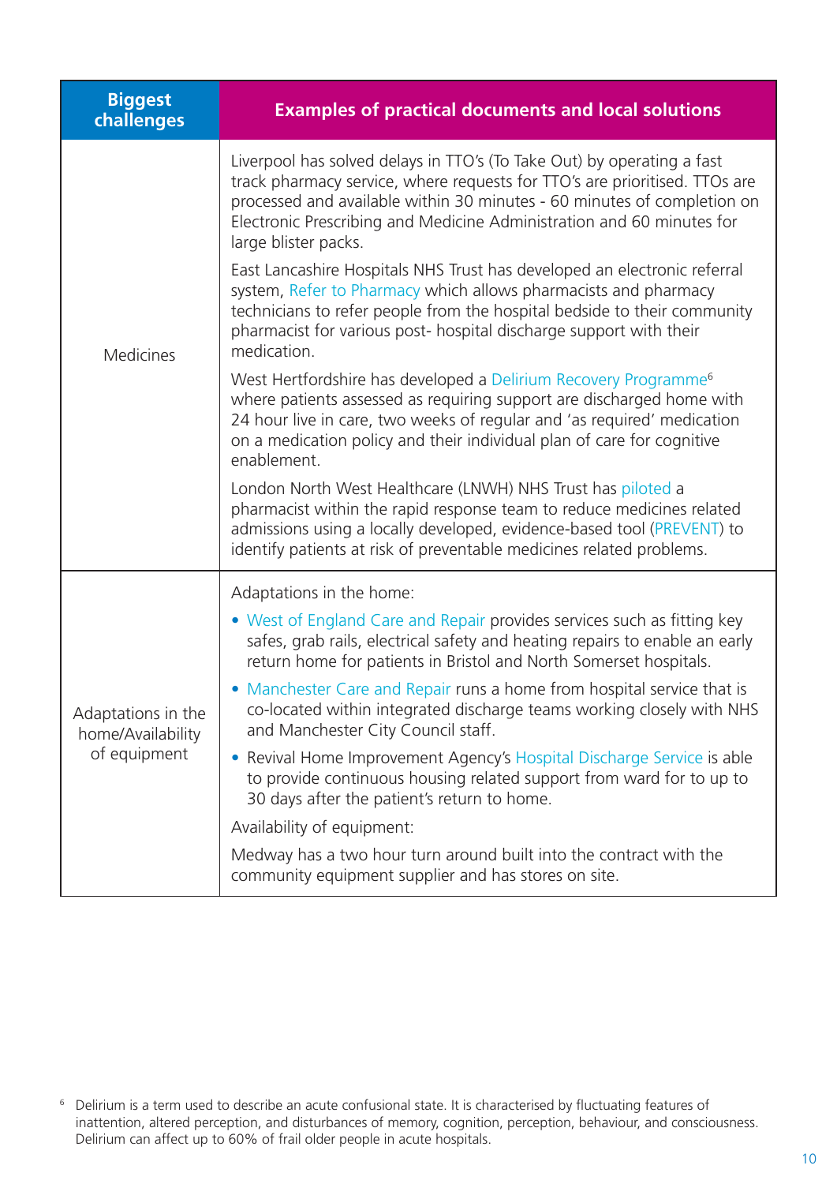| Biggest challenges | Examples of practical documents and local solutions |
|---|---|
| Medicines | Liverpool has solved delays in TTO's (To Take Out) by operating a fast track pharmacy service, where requests for TTO's are prioritised. TTOs are processed and available within 30 minutes - 60 minutes of completion on Electronic Prescribing and Medicine Administration and 60 minutes for large blister packs.<br><br>East Lancashire Hospitals NHS Trust has developed an electronic referral system, Refer to Pharmacy which allows pharmacists and pharmacy technicians to refer people from the hospital bedside to their community pharmacist for various post- hospital discharge support with their medication.<br><br>West Hertfordshire has developed a Delirium Recovery Programme[6] where patients assessed as requiring support are discharged home with 24 hour live in care, two weeks of regular and 'as required' medication on a medication policy and their individual plan of care for cognitive enablement.<br><br>London North West Healthcare (LNWH) NHS Trust has piloted a pharmacist within the rapid response team to reduce medicines related admissions using a locally developed, evidence-based tool (PREVENT) to identify patients at risk of preventable medicines related problems. |
| Adaptations in the home/Availability of equipment | Adaptations in the home:<br>• West of England Care and Repair provides services such as fitting key safes, grab rails, electrical safety and heating repairs to enable an early return home for patients in Bristol and North Somerset hospitals.<br>• Manchester Care and Repair runs a home from hospital service that is co-located within integrated discharge teams working closely with NHS and Manchester City Council staff.<br>• Revival Home Improvement Agency's Hospital Discharge Service is able to provide continuous housing related support from ward for to up to 30 days after the patient's return to home.<br><br>Availability of equipment:<br><br>Medway has a two hour turn around built into the contract with the community equipment supplier and has stores on site. |

[6] Delirium is a term used to describe an acute confusional state. It is characterised by fluctuating features of inattention, altered perception, and disturbances of memory, cognition, perception, behaviour, and consciousness. Delirium can affect up to 60% of frail older people in acute hospitals.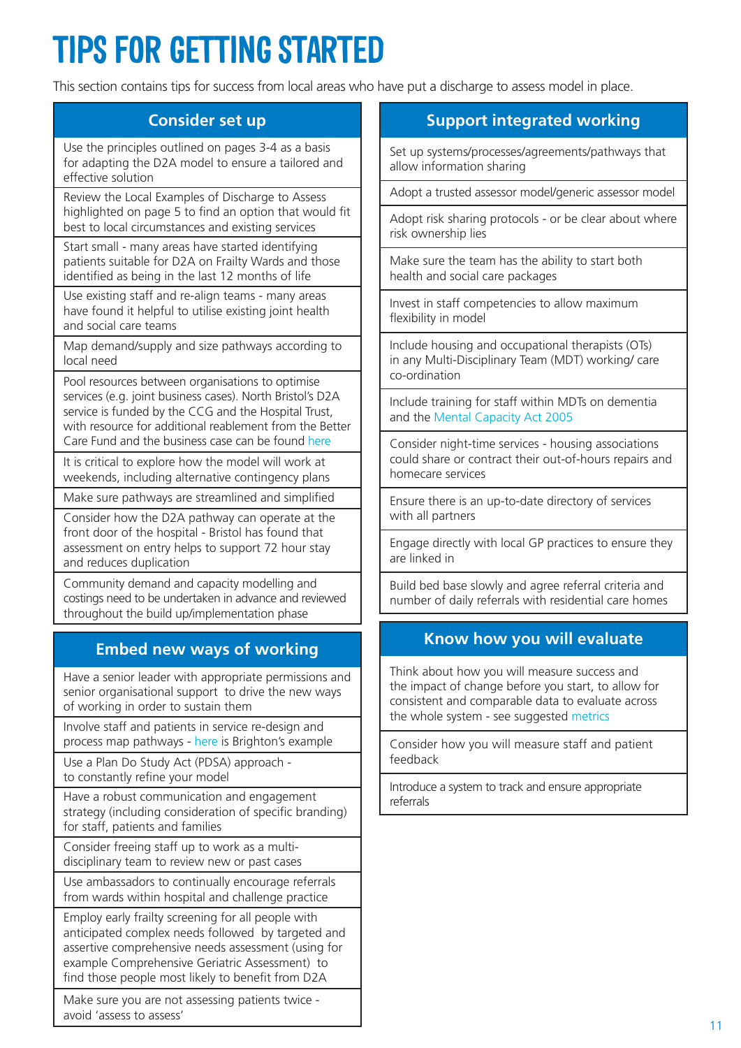# TIPS FOR GETTING STARTED

This section contains tips for success from local areas who have put a discharge to assess model in place.

## Consider set up

- Use the principles outlined on pages 3-4 as a basis for adapting the D2A model to ensure a tailored and effective solution
- Review the Local Examples of Discharge to Assess highlighted on page 5 to find an option that would fit best to local circumstances and existing services
- Start small - many areas have started identifying patients suitable for D2A on Frailty Wards and those identified as being in the last 12 months of life
- Use existing staff and re-align teams - many areas have found it helpful to utilise existing joint health and social care teams
- Map demand/supply and size pathways according to local need
- Pool resources between organisations to optimise services (e.g. joint business cases). North Bristol's D2A service is funded by the CCG and the Hospital Trust, with resource for additional reablement from the Better Care Fund and the business case can be found here
- It is critical to explore how the model will work at weekends, including alternative contingency plans
- Make sure pathways are streamlined and simplified
- Consider how the D2A pathway can operate at the front door of the hospital - Bristol has found that assessment on entry helps to support 72 hour stay and reduces duplication
- Community demand and capacity modelling and costings need to be undertaken in advance and reviewed throughout the build up/implementation phase

## Embed new ways of working

- Have a senior leader with appropriate permissions and senior organisational support to drive the new ways of working in order to sustain them
- Involve staff and patients in service re-design and process map pathways - here is Brighton's example
- Use a Plan Do Study Act (PDSA) approach - to constantly refine your model
- Have a robust communication and engagement strategy (including consideration of specific branding) for staff, patients and families
- Consider freeing staff up to work as a multi-disciplinary team to review new or past cases
- Use ambassadors to continually encourage referrals from wards within hospital and challenge practice
- Employ early frailty screening for all people with anticipated complex needs followed by targeted and assertive comprehensive needs assessment (using for example Comprehensive Geriatric Assessment) to find those people most likely to benefit from D2A
- Make sure you are not assessing patients twice - avoid 'assess to assess'

## Support integrated working

- Set up systems/processes/agreements/pathways that allow information sharing
- Adopt a trusted assessor model/generic assessor model
- Adopt risk sharing protocols - or be clear about where risk ownership lies
- Make sure the team has the ability to start both health and social care packages
- Invest in staff competencies to allow maximum flexibility in model
- Include housing and occupational therapists (OTs) in any Multi-Disciplinary Team (MDT) working/ care co-ordination
- Include training for staff within MDTs on dementia and the Mental Capacity Act 2005
- Consider night-time services - housing associations could share or contract their out-of-hours repairs and homecare services
- Ensure there is an up-to-date directory of services with all partners
- Engage directly with local GP practices to ensure they are linked in
- Build bed base slowly and agree referral criteria and number of daily referrals with residential care homes

## Know how you will evaluate

- Think about how you will measure success and the impact of change before you start, to allow for consistent and comparable data to evaluate across the whole system - see suggested metrics
- Consider how you will measure staff and patient feedback
- Introduce a system to track and ensure appropriate referrals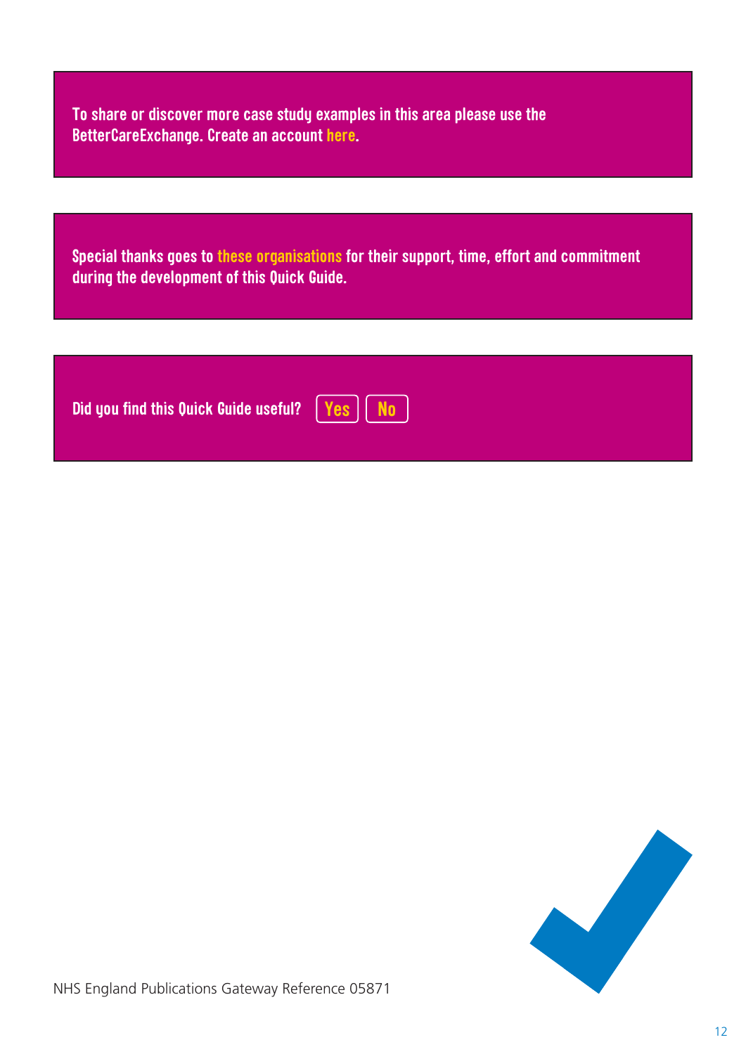To share or discover more case study examples in this area please use the BetterCareExchange. Create an account here.

Special thanks goes to these organisations for their support, time, effort and commitment during the development of this Quick Guide.

Did you find this Quick Guide useful? Yes No

NHS England Publications Gateway Reference 05871